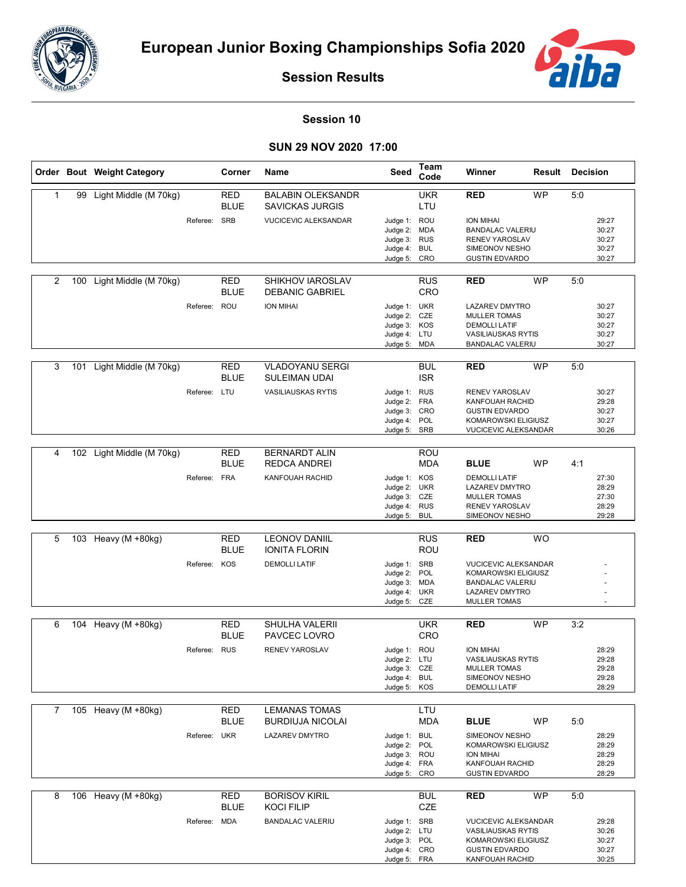# European Junior Boxing Championships Sofia 2020

## Session Results

### Session 10

### SUN 29 NOV 2020 17:00

| Order | Bout | Weight Category | Corner | Name | Seed | Team Code | Winner | Result | Decision |
|---|---|---|---|---|---|---|---|---|---|
| 1 | 99 | Light Middle (M 70kg) | RED<br>BLUE | BALABIN OLEKSANDR<br>SAVICKAS JURGIS | | UKR<br>LTU | RED | WP | 5:0 |
| | | Referee: | SRB | VUCICEVIC ALEKSANDAR | Judge 1:<br>Judge 2:<br>Judge 3:<br>Judge 4:<br>Judge 5: | ROU<br>MDA<br>RUS<br>BUL<br>CRO | ION MIHAI<br>BANDALAC VALERIU<br>RENEV YAROSLAV<br>SIMEONOV NESHO<br>GUSTIN EDVARDO | | 29:27<br>30:27<br>30:27<br>30:27<br>30:27 |
| 2 | 100 | Light Middle (M 70kg) | RED<br>BLUE | SHIKHOV IAROSLAV<br>DEBANIC GABRIEL | | RUS<br>CRO | RED | WP | 5:0 |
| | | Referee: | ROU | ION MIHAI | Judge 1:<br>Judge 2:<br>Judge 3:<br>Judge 4:<br>Judge 5: | UKR<br>CZE<br>KOS<br>LTU<br>MDA | LAZAREV DMYTRO<br>MULLER TOMAS<br>DEMOLLI LATIF<br>VASILIAUSKAS RYTIS<br>BANDALAC VALERIU | | 30:27<br>30:27<br>30:27<br>30:27<br>30:27 |
| 3 | 101 | Light Middle (M 70kg) | RED<br>BLUE | VLADOYANU SERGI<br>SULEIMAN UDAI | | BUL<br>ISR | RED | WP | 5:0 |
| | | Referee: | LTU | VASILIAUSKAS RYTIS | Judge 1:<br>Judge 2:<br>Judge 3:<br>Judge 4:<br>Judge 5: | RUS<br>FRA<br>CRO<br>POL<br>SRB | RENEV YAROSLAV<br>KANFOUAH RACHID<br>GUSTIN EDVARDO<br>KOMAROWSKI ELIGIUSZ<br>VUCICEVIC ALEKSANDAR | | 30:27<br>29:28<br>30:27<br>30:27<br>30:26 |
| 4 | 102 | Light Middle (M 70kg) | RED<br>BLUE | BERNARDT ALIN<br>REDCA ANDREI | | ROU<br>MDA | BLUE | WP | 4:1 |
| | | Referee: | FRA | KANFOUAH RACHID | Judge 1:<br>Judge 2:<br>Judge 3:<br>Judge 4:<br>Judge 5: | KOS<br>UKR<br>CZE<br>RUS<br>BUL | DEMOLLI LATIF<br>LAZAREV DMYTRO<br>MULLER TOMAS<br>RENEV YAROSLAV<br>SIMEONOV NESHO | | 27:30<br>28:29<br>27:30<br>28:29<br>29:28 |
| 5 | 103 | Heavy (M +80kg) | RED<br>BLUE | LEONOV DANIIL<br>IONITA FLORIN | | RUS<br>ROU | RED | WO | |
| | | Referee: | KOS | DEMOLLI LATIF | Judge 1:<br>Judge 2:<br>Judge 3:<br>Judge 4:<br>Judge 5: | SRB<br>POL<br>MDA<br>UKR<br>CZE | VUCICEVIC ALEKSANDAR<br>KOMAROWSKI ELIGIUSZ<br>BANDALAC VALERIU<br>LAZAREV DMYTRO<br>MULLER TOMAS | | -<br>-<br>-<br>-<br>- |
| 6 | 104 | Heavy (M +80kg) | RED<br>BLUE | SHULHA VALERII<br>PAVCEC LOVRO | | UKR<br>CRO | RED | WP | 3:2 |
| | | Referee: | RUS | RENEV YAROSLAV | Judge 1:<br>Judge 2:<br>Judge 3:<br>Judge 4:<br>Judge 5: | ROU<br>LTU<br>CZE<br>BUL<br>KOS | ION MIHAI<br>VASILIAUSKAS RYTIS<br>MULLER TOMAS<br>SIMEONOV NESHO<br>DEMOLLI LATIF | | 28:29<br>29:28<br>29:28<br>29:28<br>28:29 |
| 7 | 105 | Heavy (M +80kg) | RED<br>BLUE | LEMANAS TOMAS<br>BURDIUJA NICOLAI | | LTU<br>MDA | BLUE | WP | 5:0 |
| | | Referee: | UKR | LAZAREV DMYTRO | Judge 1:<br>Judge 2:<br>Judge 3:<br>Judge 4:<br>Judge 5: | BUL<br>POL<br>ROU<br>FRA<br>CRO | SIMEONOV NESHO<br>KOMAROWSKI ELIGIUSZ<br>ION MIHAI<br>KANFOUAH RACHID<br>GUSTIN EDVARDO | | 28:29<br>28:29<br>28:29<br>28:29<br>28:29 |
| 8 | 106 | Heavy (M +80kg) | RED<br>BLUE | BORISOV KIRIL<br>KOCI FILIP | | BUL<br>CZE | RED | WP | 5:0 |
| | | Referee: | MDA | BANDALAC VALERIU | Judge 1:<br>Judge 2:<br>Judge 3:<br>Judge 4:<br>Judge 5: | SRB<br>LTU<br>POL<br>CRO<br>FRA | VUCICEVIC ALEKSANDAR<br>VASILIAUSKAS RYTIS<br>KOMAROWSKI ELIGIUSZ<br>GUSTIN EDVARDO<br>KANFOUAH RACHID | | 29:28<br>30:26<br>30:27<br>30:27<br>30:25 |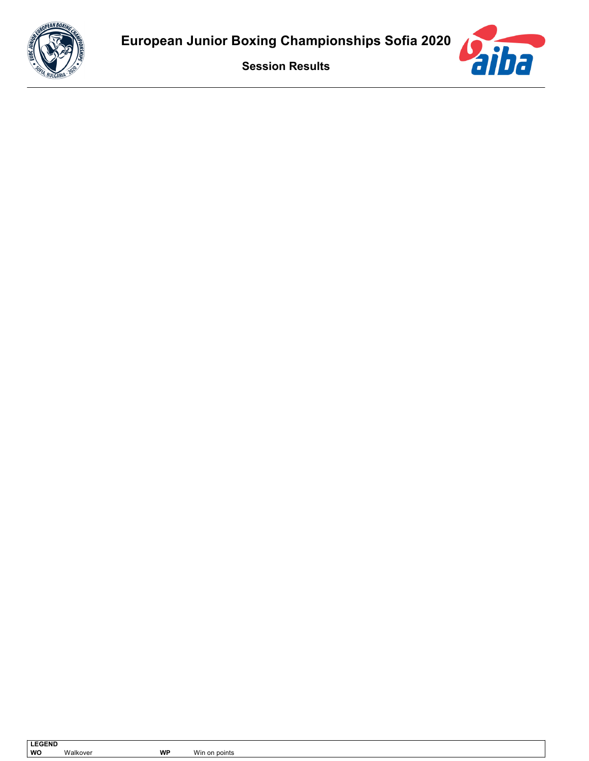# European Junior Boxing Championships Sofia 2020

## Session Results

| LEGEND | | | |
|---|---|---|---|
| **WO** | Walkover | **WP** | Win on points |